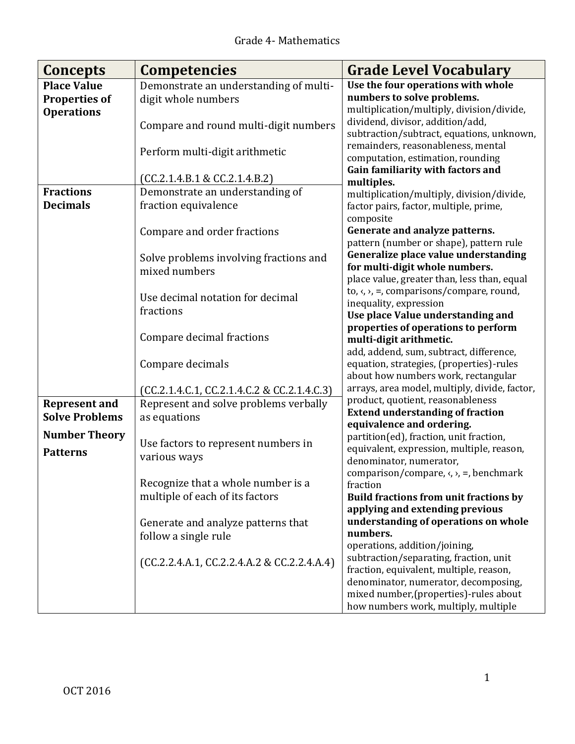Grade 4- Mathematics

| Concepts | Competencies | Grade Level Vocabulary |
|---|---|---|
| **Place Value**<br>**Properties of Operations** | Demonstrate an understanding of multi-digit whole numbers<br><br>Compare and round multi-digit numbers<br><br>Perform multi-digit arithmetic<br><br>(CC.2.1.4.B.1 & CC.2.1.4.B.2) | **Use the four operations with whole numbers to solve problems.**<br>multiplication/multiply, division/divide, dividend, divisor, addition/add, subtraction/subtract, equations, unknown, remainders, reasonableness, mental computation, estimation, rounding<br>**Gain familiarity with factors and multiples.**<br>multiplication/multiply, division/divide, factor pairs, factor, multiple, prime, composite<br>**Generate and analyze patterns.**<br>pattern (number or shape), pattern rule<br>**Generalize place value understanding for multi-digit whole numbers.**<br>place value, greater than, less than, equal to, ‹, ›, =, comparisons/compare, round, inequality, expression<br>**Use place Value understanding and properties of operations to perform multi-digit arithmetic.**<br>add, addend, sum, subtract, difference, equation, strategies, (properties)-rules about how numbers work, rectangular arrays, area model, multiply, divide, factor, product, quotient, reasonableness<br>**Extend understanding of fraction equivalence and ordering.**<br>partition(ed), fraction, unit fraction, equivalent, expression, multiple, reason, denominator, numerator, comparison/compare, ‹, ›, =, benchmark fraction<br>**Build fractions from unit fractions by applying and extending previous understanding of operations on whole numbers.**<br>operations, addition/joining, subtraction/separating, fraction, unit fraction, equivalent, multiple, reason, denominator, numerator, decomposing, mixed number,(properties)-rules about how numbers work, multiply, multiple |
| **Fractions**<br>**Decimals** | Demonstrate an understanding of fraction equivalence<br><br>Compare and order fractions<br><br>Solve problems involving fractions and mixed numbers<br><br>Use decimal notation for decimal fractions<br><br>Compare decimal fractions<br><br>Compare decimals<br><br>(CC.2.1.4.C.1, CC.2.1.4.C.2 & CC.2.1.4.C.3) | |
| **Represent and Solve Problems**<br>**Number Theory**<br>**Patterns** | Represent and solve problems verbally as equations<br><br>Use factors to represent numbers in various ways<br><br>Recognize that a whole number is a multiple of each of its factors<br><br>Generate and analyze patterns that follow a single rule<br><br>(CC.2.2.4.A.1, CC.2.2.4.A.2 & CC.2.2.4.A.4) | |

OCT 2016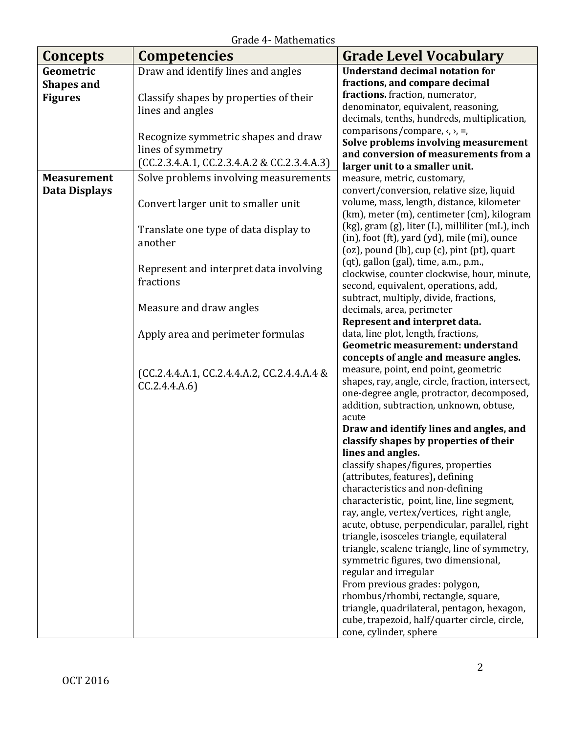Grade 4- Mathematics

| Concepts | Competencies | Grade Level Vocabulary |
| --- | --- | --- |
| **Geometric Shapes and Figures** | Draw and identify lines and angles<br><br>Classify shapes by properties of their lines and angles<br><br>Recognize symmetric shapes and draw lines of symmetry<br>(CC.2.3.4.A.1, CC.2.3.4.A.2 & CC.2.3.4.A.3) | **Understand decimal notation for fractions, and compare decimal fractions.** fraction, numerator, denominator, equivalent, reasoning, decimals, tenths, hundreds, multiplication, comparisons/compare, ‹, ›, =,<br>**Solve problems involving measurement and conversion of measurements from a larger unit to a smaller unit.** |
| **Measurement Data Displays** | Solve problems involving measurements<br><br>Convert larger unit to smaller unit<br><br>Translate one type of data display to another<br><br>Represent and interpret data involving fractions<br><br>Measure and draw angles<br><br>Apply area and perimeter formulas<br><br>(CC.2.4.4.A.1, CC.2.4.4.A.2, CC.2.4.4.A.4 & CC.2.4.4.A.6) | measure, metric, customary, convert/conversion, relative size, liquid volume, mass, length, distance, kilometer (km), meter (m), centimeter (cm), kilogram (kg), gram (g), liter (L), milliliter (mL), inch (in), foot (ft), yard (yd), mile (mi), ounce (oz), pound (lb), cup (c), pint (pt), quart (qt), gallon (gal), time, a.m., p.m., clockwise, counter clockwise, hour, minute, second, equivalent, operations, add, subtract, multiply, divide, fractions, decimals, area, perimeter<br>**Represent and interpret data.**<br>data, line plot, length, fractions,<br>**Geometric measurement: understand concepts of angle and measure angles.**<br>measure, point, end point, geometric shapes, ray, angle, circle, fraction, intersect, one-degree angle, protractor, decomposed, addition, subtraction, unknown, obtuse, acute<br>**Draw and identify lines and angles, and classify shapes by properties of their lines and angles.**<br>classify shapes/figures, properties (attributes, features)**,** defining characteristics and non-defining characteristic, point, line, line segment, ray, angle, vertex/vertices, right angle, acute, obtuse, perpendicular, parallel, right triangle, isosceles triangle, equilateral triangle, scalene triangle, line of symmetry, symmetric figures, two dimensional, regular and irregular<br>From previous grades: polygon, rhombus/rhombi, rectangle, square, triangle, quadrilateral, pentagon, hexagon, cube, trapezoid, half/quarter circle, circle, cone, cylinder, sphere |

OCT 2016